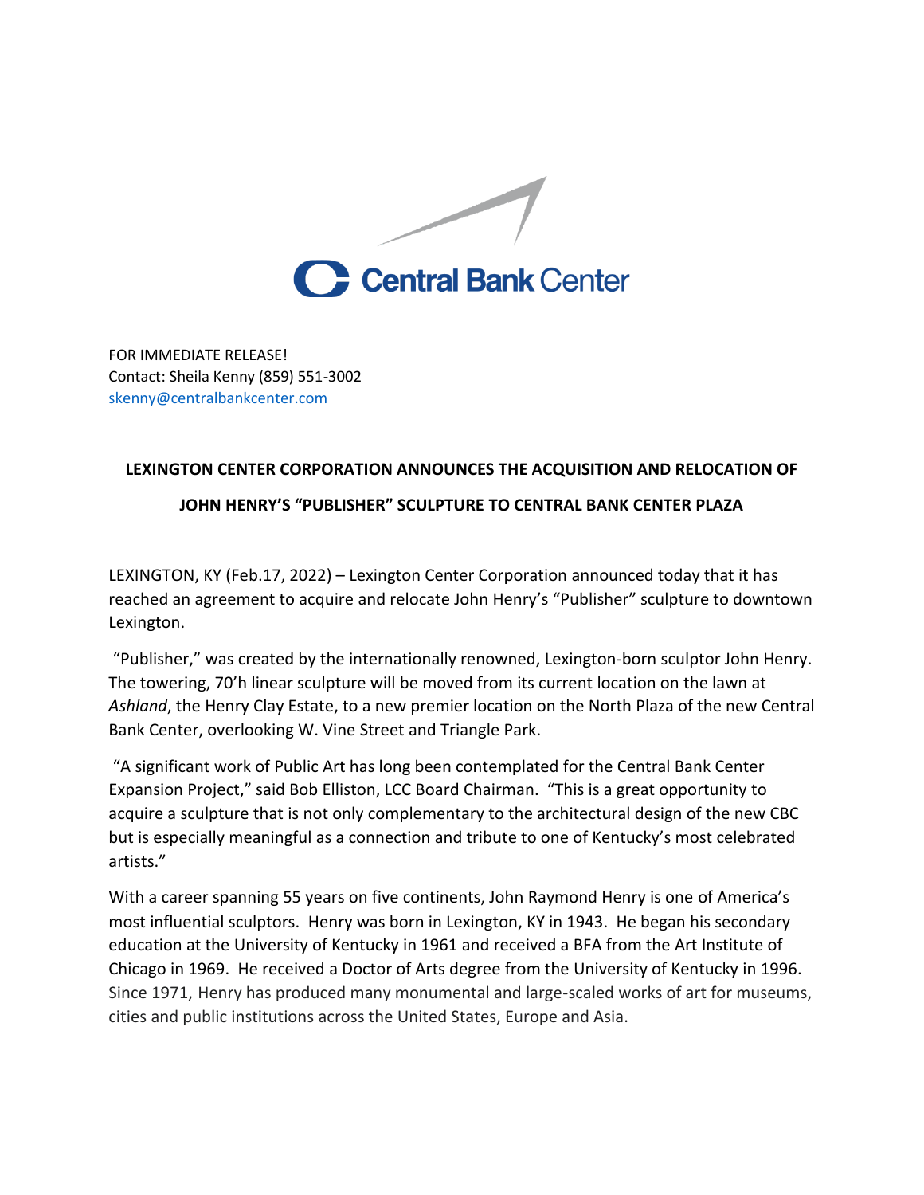Central Bank Center

FOR IMMEDIATE RELEASE!
Contact: Sheila Kenny (859) 551-3002
skenny@centralbankcenter.com

**LEXINGTON CENTER CORPORATION ANNOUNCES THE ACQUISITION AND RELOCATION OF JOHN HENRY'S "PUBLISHER" SCULPTURE TO CENTRAL BANK CENTER PLAZA**

LEXINGTON, KY (Feb.17, 2022) – Lexington Center Corporation announced today that it has reached an agreement to acquire and relocate John Henry's "Publisher" sculpture to downtown Lexington.

"Publisher," was created by the internationally renowned, Lexington-born sculptor John Henry. The towering, 70'h linear sculpture will be moved from its current location on the lawn at *Ashland*, the Henry Clay Estate, to a new premier location on the North Plaza of the new Central Bank Center, overlooking W. Vine Street and Triangle Park.

"A significant work of Public Art has long been contemplated for the Central Bank Center Expansion Project," said Bob Elliston, LCC Board Chairman. "This is a great opportunity to acquire a sculpture that is not only complementary to the architectural design of the new CBC but is especially meaningful as a connection and tribute to one of Kentucky's most celebrated artists."

With a career spanning 55 years on five continents, John Raymond Henry is one of America's most influential sculptors. Henry was born in Lexington, KY in 1943. He began his secondary education at the University of Kentucky in 1961 and received a BFA from the Art Institute of Chicago in 1969. He received a Doctor of Arts degree from the University of Kentucky in 1996. Since 1971, Henry has produced many monumental and large-scaled works of art for museums, cities and public institutions across the United States, Europe and Asia.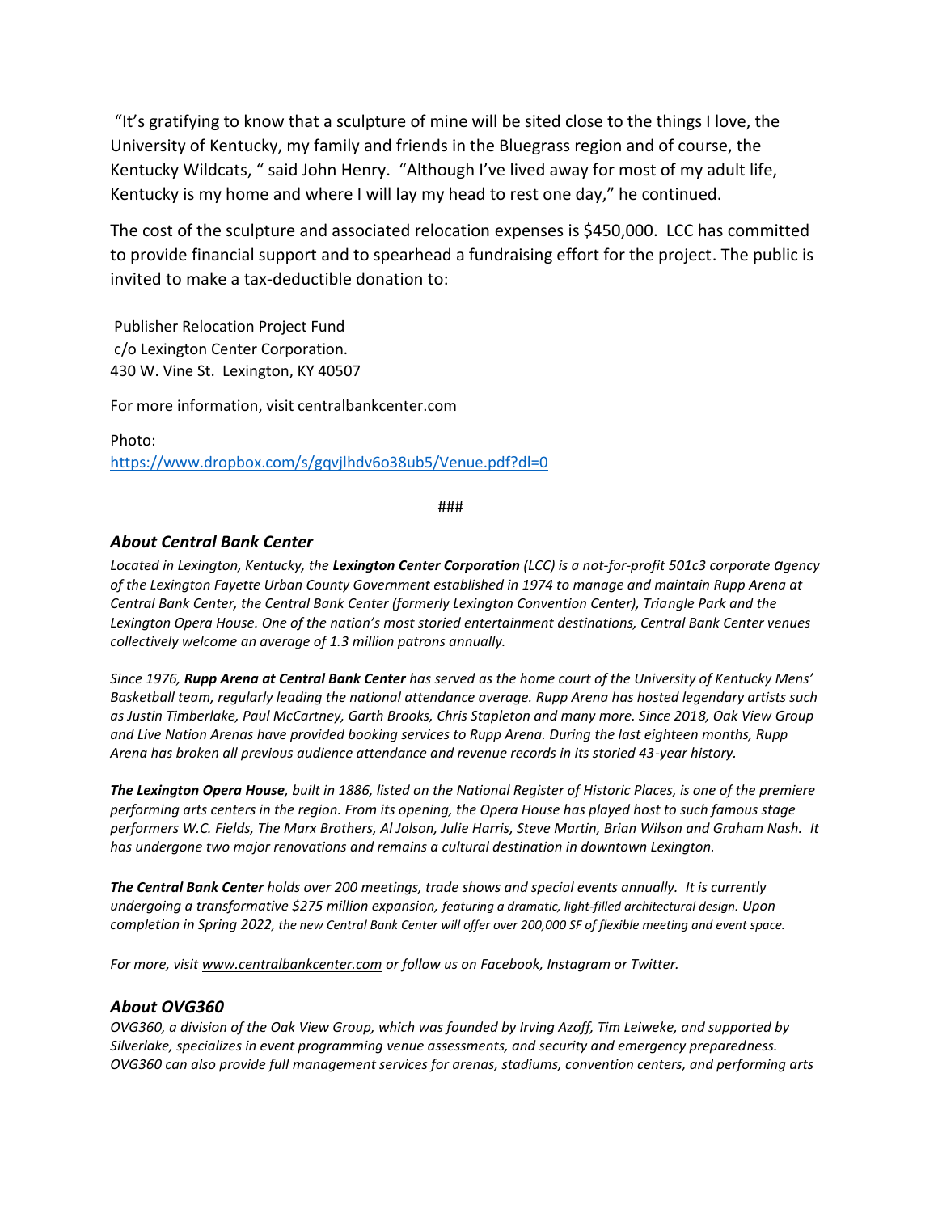"It's gratifying to know that a sculpture of mine will be sited close to the things I love, the University of Kentucky, my family and friends in the Bluegrass region and of course, the Kentucky Wildcats, " said John Henry. "Although I've lived away for most of my adult life, Kentucky is my home and where I will lay my head to rest one day," he continued.

The cost of the sculpture and associated relocation expenses is $450,000. LCC has committed to provide financial support and to spearhead a fundraising effort for the project. The public is invited to make a tax-deductible donation to:

Publisher Relocation Project Fund
c/o Lexington Center Corporation.
430 W. Vine St. Lexington, KY 40507

For more information, visit centralbankcenter.com

Photo:
[https://www.dropbox.com/s/gqvjlhdv6o38ub5/Venue.pdf?dl=0](https://www.dropbox.com/s/gqvjlhdv6o38ub5/Venue.pdf?dl=0)

###

### *About Central Bank Center*

*Located in Lexington, Kentucky, the **Lexington Center Corporation** (LCC) is a not-for-profit 501c3 corporate agency of the Lexington Fayette Urban County Government established in 1974 to manage and maintain Rupp Arena at Central Bank Center, the Central Bank Center (formerly Lexington Convention Center), Triangle Park and the Lexington Opera House. One of the nation's most storied entertainment destinations, Central Bank Center venues collectively welcome an average of 1.3 million patrons annually.*

*Since 1976, **Rupp Arena at Central Bank Center** has served as the home court of the University of Kentucky Mens' Basketball team, regularly leading the national attendance average. Rupp Arena has hosted legendary artists such as Justin Timberlake, Paul McCartney, Garth Brooks, Chris Stapleton and many more. Since 2018, Oak View Group and Live Nation Arenas have provided booking services to Rupp Arena. During the last eighteen months, Rupp Arena has broken all previous audience attendance and revenue records in its storied 43-year history.*

***The Lexington Opera House**, built in 1886, listed on the National Register of Historic Places, is one of the premiere performing arts centers in the region. From its opening, the Opera House has played host to such famous stage performers W.C. Fields, The Marx Brothers, Al Jolson, Julie Harris, Steve Martin, Brian Wilson and Graham Nash. It has undergone two major renovations and remains a cultural destination in downtown Lexington.*

***The Central Bank Center** holds over 200 meetings, trade shows and special events annually. It is currently undergoing a transformative $275 million expansion, featuring a dramatic, light-filled architectural design. Upon completion in Spring 2022, the new Central Bank Center will offer over 200,000 SF of flexible meeting and event space.*

*For more, visit [www.centralbankcenter.com](http://www.centralbankcenter.com) or follow us on Facebook, Instagram or Twitter.*

### *About OVG360*

*OVG360, a division of the Oak View Group, which was founded by Irving Azoff, Tim Leiweke, and supported by Silverlake, specializes in event programming venue assessments, and security and emergency preparedness. OVG360 can also provide full management services for arenas, stadiums, convention centers, and performing arts*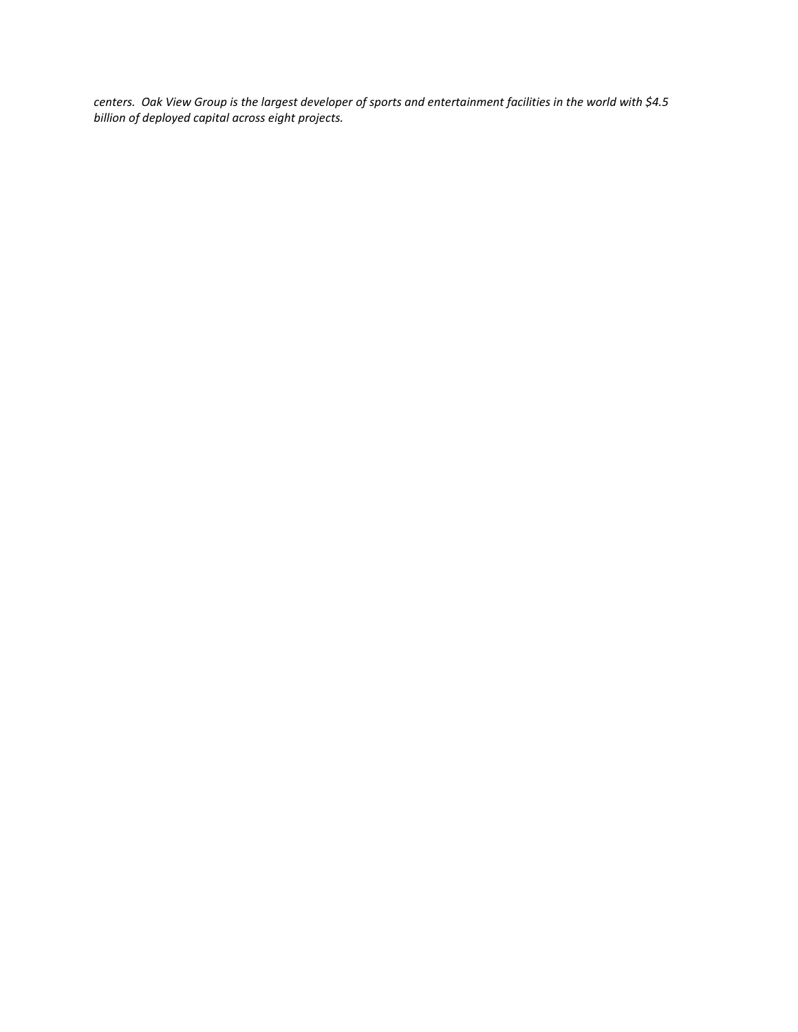*centers. Oak View Group is the largest developer of sports and entertainment facilities in the world with $4.5 billion of deployed capital across eight projects.*